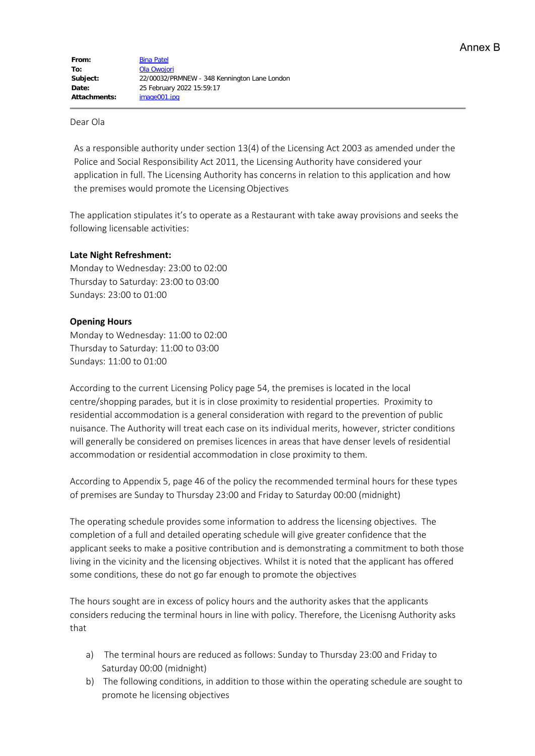Annex B

| | |
|---|---|
| **From:** | Bina Patel |
| **To:** | Ola Owojori |
| **Subject:** | 22/00032/PRMNEW - 348 Kennington Lane London |
| **Date:** | 25 February 2022 15:59:17 |
| **Attachments:** | image001.jpg |

Dear Ola

As a responsible authority under section 13(4) of the Licensing Act 2003 as amended under the Police and Social Responsibility Act 2011, the Licensing Authority have considered your application in full. The Licensing Authority has concerns in relation to this application and how the premises would promote the Licensing Objectives

The application stipulates it's to operate as a Restaurant with take away provisions and seeks the following licensable activities:

**Late Night Refreshment:**
Monday to Wednesday: 23:00 to 02:00
Thursday to Saturday: 23:00 to 03:00
Sundays: 23:00 to 01:00

**Opening Hours**
Monday to Wednesday: 11:00 to 02:00
Thursday to Saturday: 11:00 to 03:00
Sundays: 11:00 to 01:00

According to the current Licensing Policy page 54, the premises is located in the local centre/shopping parades, but it is in close proximity to residential properties. Proximity to residential accommodation is a general consideration with regard to the prevention of public nuisance. The Authority will treat each case on its individual merits, however, stricter conditions will generally be considered on premises licences in areas that have denser levels of residential accommodation or residential accommodation in close proximity to them.

According to Appendix 5, page 46 of the policy the recommended terminal hours for these types of premises are Sunday to Thursday 23:00 and Friday to Saturday 00:00 (midnight)

The operating schedule provides some information to address the licensing objectives. The completion of a full and detailed operating schedule will give greater confidence that the applicant seeks to make a positive contribution and is demonstrating a commitment to both those living in the vicinity and the licensing objectives. Whilst it is noted that the applicant has offered some conditions, these do not go far enough to promote the objectives

The hours sought are in excess of policy hours and the authority askes that the applicants considers reducing the terminal hours in line with policy. Therefore, the Licenisng Authority asks that

a) The terminal hours are reduced as follows: Sunday to Thursday 23:00 and Friday to Saturday 00:00 (midnight)
b) The following conditions, in addition to those within the operating schedule are sought to promote he licensing objectives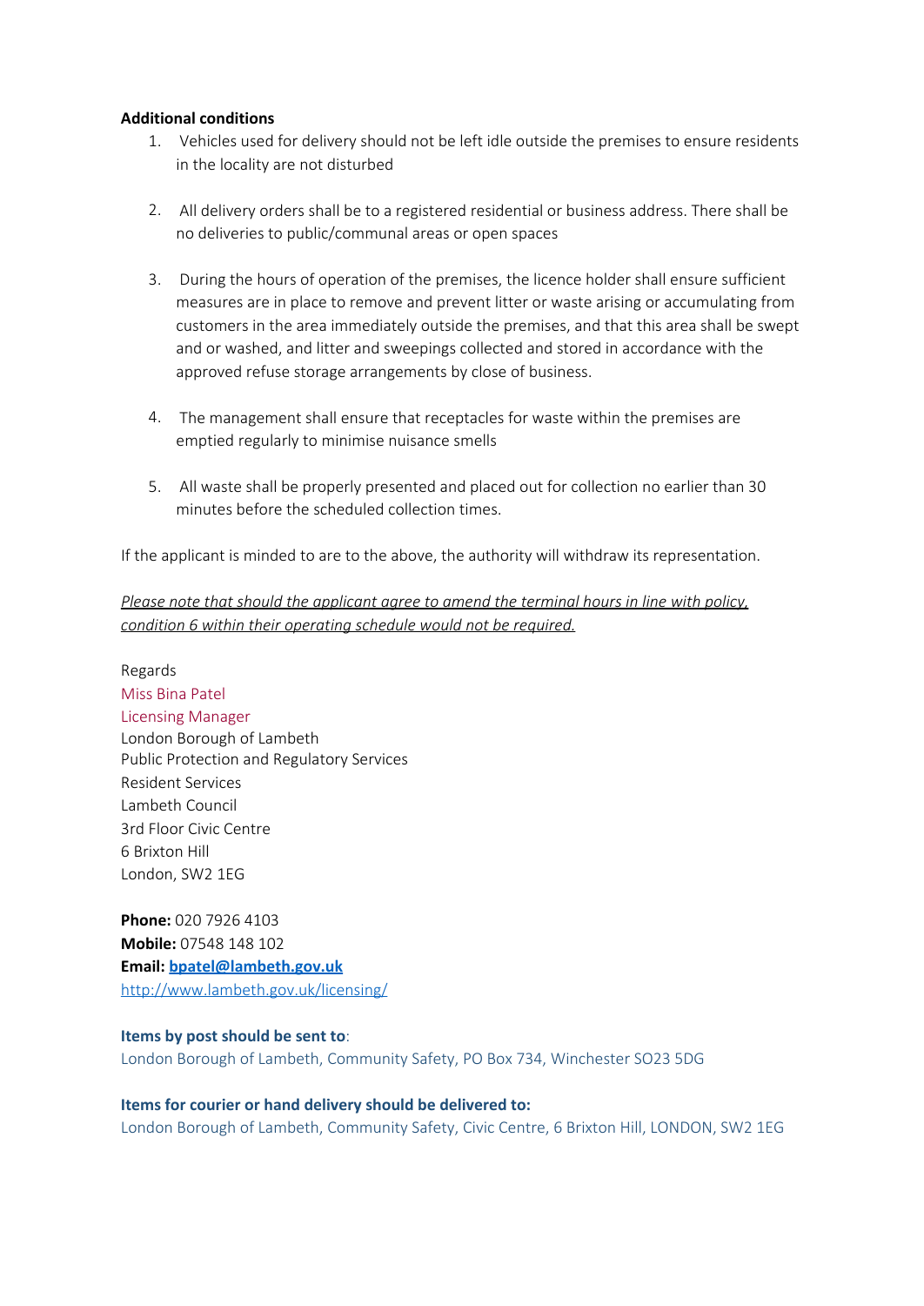**Additional conditions**

1. Vehicles used for delivery should not be left idle outside the premises to ensure residents in the locality are not disturbed

2. All delivery orders shall be to a registered residential or business address. There shall be no deliveries to public/communal areas or open spaces

3. During the hours of operation of the premises, the licence holder shall ensure sufficient measures are in place to remove and prevent litter or waste arising or accumulating from customers in the area immediately outside the premises, and that this area shall be swept and or washed, and litter and sweepings collected and stored in accordance with the approved refuse storage arrangements by close of business.

4. The management shall ensure that receptacles for waste within the premises are emptied regularly to minimise nuisance smells

5. All waste shall be properly presented and placed out for collection no earlier than 30 minutes before the scheduled collection times.

If the applicant is minded to are to the above, the authority will withdraw its representation.

*Please note that should the applicant agree to amend the terminal hours in line with policy, condition 6 within their operating schedule would not be required.*

Regards
Miss Bina Patel
Licensing Manager
London Borough of Lambeth
Public Protection and Regulatory Services
Resident Services
Lambeth Council
3rd Floor Civic Centre
6 Brixton Hill
London, SW2 1EG

**Phone:** 020 7926 4103
**Mobile:** 07548 148 102
**Email:** **bpatel@lambeth.gov.uk**
http://www.lambeth.gov.uk/licensing/

**Items by post should be sent to**:
London Borough of Lambeth, Community Safety, PO Box 734, Winchester SO23 5DG

**Items for courier or hand delivery should be delivered to:**
London Borough of Lambeth, Community Safety, Civic Centre, 6 Brixton Hill, LONDON, SW2 1EG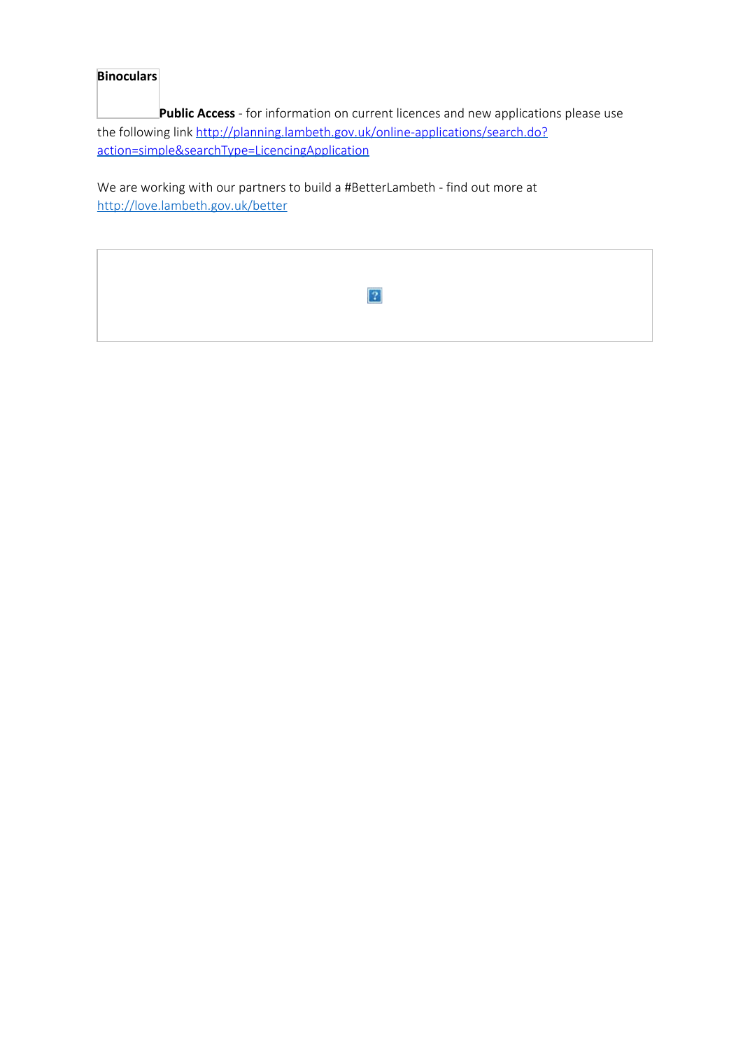**Binoculars**

**Public Access** - for information on current licences and new applications please use the following link http://planning.lambeth.gov.uk/online-applications/search.do?action=simple&searchType=LicencingApplication

We are working with our partners to build a #BetterLambeth - find out more at http://love.lambeth.gov.uk/better